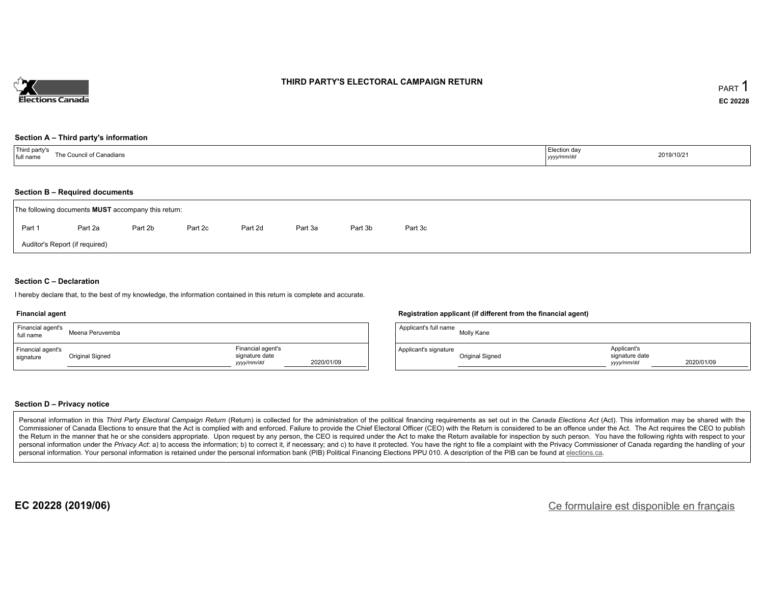# THIRD PARTY'S ELECTORAL CAMPAIGN RETURN

PART 1

EC 20228

## Section A – Third party's information

| Third party's full name | The Council of Canadians | Election day *yyyy/mm/dd* | 2019/10/21 |
|---|---|---|---|

## Section B – Required documents

The following documents **MUST** accompany this return:

Part 1 Part 2a Part 2b Part 2c Part 2d Part 3a Part 3b Part 3c

Auditor's Report (if required)

## Section C – Declaration

I hereby declare that, to the best of my knowledge, the information contained in this return is complete and accurate.

### Financial agent

| Financial agent's full name | Meena Peruvemba | | |
|---|---|---|---|
| Financial agent's signature | Original Signed | Financial agent's signature date *yyyy/mm/dd* | 2020/01/09 |

### Registration applicant (if different from the financial agent)

| Applicant's full name | Molly Kane | | |
|---|---|---|---|
| Applicant's signature | Original Signed | Applicant's signature date *yyyy/mm/dd* | 2020/01/09 |

## Section D – Privacy notice

Personal information in this *Third Party Electoral Campaign Return* (Return) is collected for the administration of the political financing requirements as set out in the *Canada Elections Act* (Act). This information may be shared with the Commissioner of Canada Elections to ensure that the Act is complied with and enforced. Failure to provide the Chief Electoral Officer (CEO) with the Return is considered to be an offence under the Act. The Act requires the CEO to publish the Return in the manner that he or she considers appropriate. Upon request by any person, the CEO is required under the Act to make the Return available for inspection by such person. You have the following rights with respect to your personal information under the *Privacy Act*: a) to access the information; b) to correct it, if necessary; and c) to have it protected. You have the right to file a complaint with the Privacy Commissioner of Canada regarding the handling of your personal information. Your personal information is retained under the personal information bank (PIB) Political Financing Elections PPU 010. A description of the PIB can be found at elections.ca.

**EC 20228 (2019/06)**

Ce formulaire est disponible en français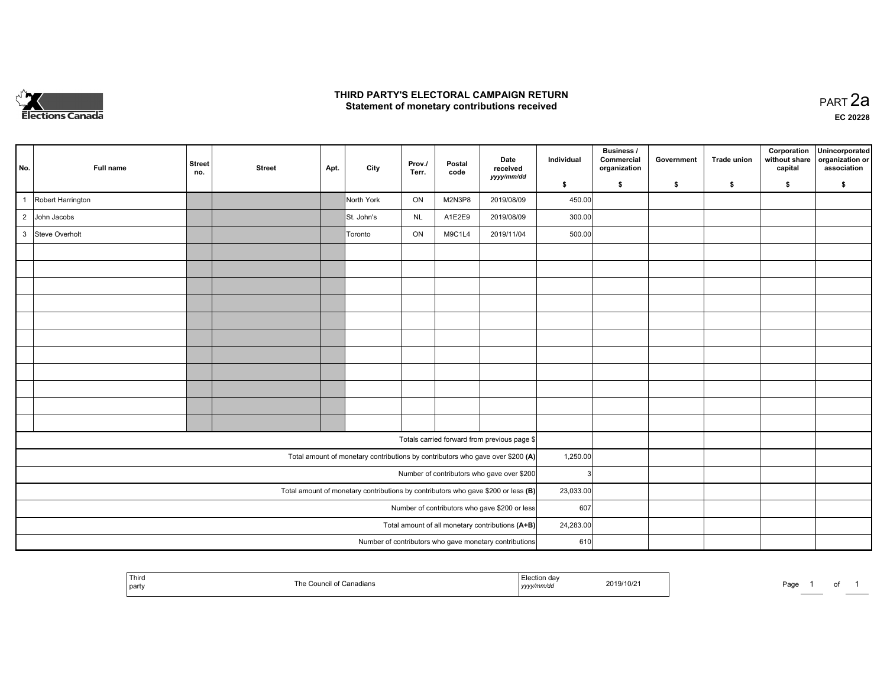# THIRD PARTY'S ELECTORAL CAMPAIGN RETURN

## Statement of monetary contributions received

PART 2a

EC 20228

| No. | Full name | Street no. | Street | Apt. | City | Prov./ Terr. | Postal code | Date received yyyy/mm/dd | Individual $ | Business / Commercial organization $ | Government $ | Trade union $ | Corporation without share capital $ | Unincorporated organization or association $ |
|---|---|---|---|---|---|---|---|---|---|---|---|---|---|---|
| 1 | Robert Harrington | | | | North York | ON | M2N3P8 | 2019/08/09 | 450.00 | | | | | |
| 2 | John Jacobs | | | | St. John's | NL | A1E2E9 | 2019/08/09 | 300.00 | | | | | |
| 3 | Steve Overholt | | | | Toronto | ON | M9C1L4 | 2019/11/04 | 500.00 | | | | | |
| | | | | | | | | | | | | | | |
| | | | | | | | | | | | | | | |
| | | | | | | | | | | | | | | |
| | | | | | | | | | | | | | | |
| | | | | | | | | | | | | | | |
| | | | | | | | | | | | | | | |
| | | | | | | | | | | | | | | |
| | | | | | | | | | | | | | | |
| | | | | | | | | | | | | | | |
| | | | | | | | | | | | | | | |
| | | | | | | | | | | | | | | |
| | | | | | | | | Totals carried forward from previous page $ | | | | | | |
| | | | | | | | | Total amount of monetary contributions by contributors who gave over $200 **(A)** | 1,250.00 | | | | | |
| | | | | | | | | Number of contributors who gave over $200 | 3 | | | | | |
| | | | | | | | | Total amount of monetary contributions by contributors who gave $200 or less **(B)** | 23,033.00 | | | | | |
| | | | | | | | | Number of contributors who gave $200 or less | 607 | | | | | |
| | | | | | | | | Total amount of all monetary contributions **(A+B)** | 24,283.00 | | | | | |
| | | | | | | | | Number of contributors who gave monetary contributions | 610 | | | | | |

| Third party | The Council of Canadians | Election day yyyy/mm/dd | 2019/10/21 |
|---|---|---|---|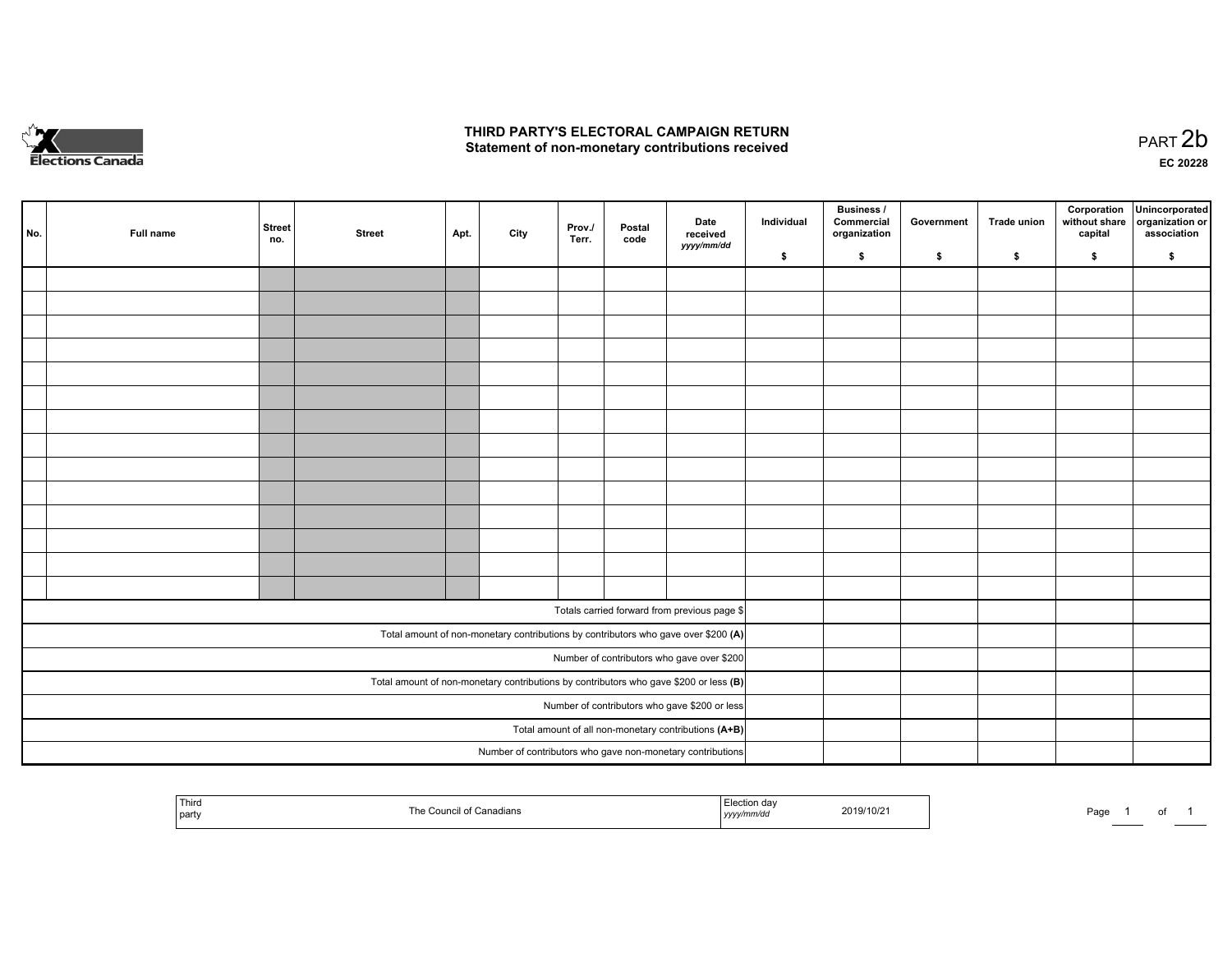# THIRD PARTY'S ELECTORAL CAMPAIGN RETURN
## Statement of non-monetary contributions received

PART 2b

EC 20228

| No. | Full name | Street no. | Street | Apt. | City | Prov./ Terr. | Postal code | Date received yyyy/mm/dd | Individual $ | Business / Commercial organization $ | Government $ | Trade union $ | Corporation without share capital $ | Unincorporated organization or association $ |
|---|---|---|---|---|---|---|---|---|---|---|---|---|---|---|
| | | | | | | | | | | | | | | |
| | | | | | | | | | | | | | | |
| | | | | | | | | | | | | | | |
| | | | | | | | | | | | | | | |
| | | | | | | | | | | | | | | |
| | | | | | | | | | | | | | | |
| | | | | | | | | | | | | | | |
| | | | | | | | | | | | | | | |
| | | | | | | | | | | | | | | |
| | | | | | | | | | | | | | | |
| | | | | | | | | | | | | | | |
| | | | | | | | | | | | | | | |
| | | | | | | | | | | | | | | |
| | | | | | | | | | | | | | | |
| Totals carried forward from previous page $ | | | | | | | | | | | | | | |
| Total amount of non-monetary contributions by contributors who gave over $200 **(A)** | | | | | | | | | | | | | | |
| Number of contributors who gave over $200 | | | | | | | | | | | | | | |
| Total amount of non-monetary contributions by contributors who gave $200 or less **(B)** | | | | | | | | | | | | | | |
| Number of contributors who gave $200 or less | | | | | | | | | | | | | | |
| Total amount of all non-monetary contributions **(A+B)** | | | | | | | | | | | | | | |
| Number of contributors who gave non-monetary contributions | | | | | | | | | | | | | | |

| Third party | The Council of Canadians | Election day yyyy/mm/dd | 2019/10/21 |
|---|---|---|---|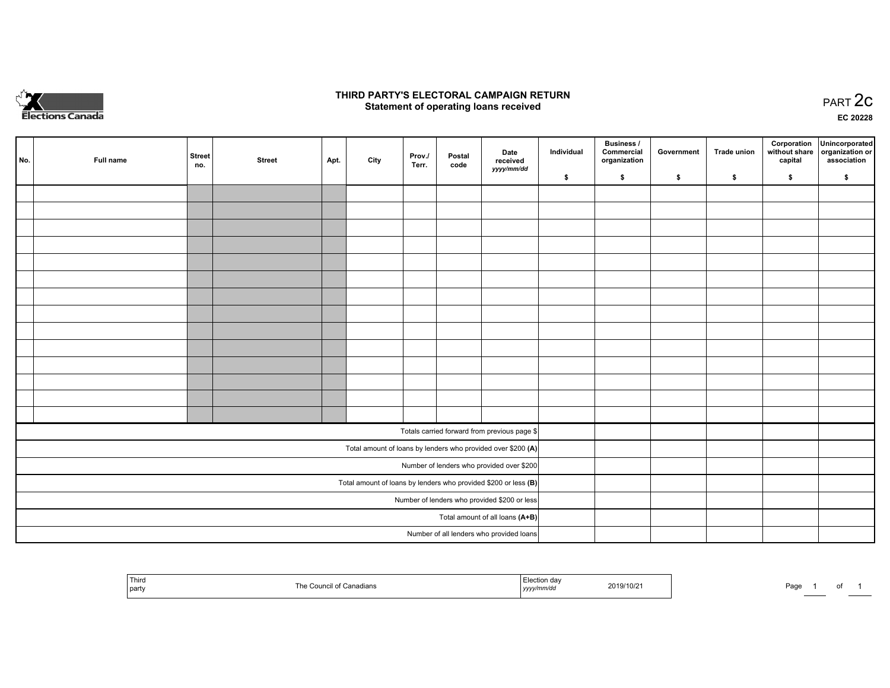# THIRD PARTY'S ELECTORAL CAMPAIGN RETURN
## Statement of operating loans received

PART 2c

EC 20228

| No. | Full name | Street no. | Street | Apt. | City | Prov./ Terr. | Postal code | Date received *yyyy/mm/dd* | Individual $ | Business / Commercial organization $ | Government $ | Trade union $ | Corporation without share capital $ | Unincorporated organization or association $ |
|---|---|---|---|---|---|---|---|---|---|---|---|---|---|---|
| | | | | | | | | | | | | | | |
| | | | | | | | | | | | | | | |
| | | | | | | | | | | | | | | |
| | | | | | | | | | | | | | | |
| | | | | | | | | | | | | | | |
| | | | | | | | | | | | | | | |
| | | | | | | | | | | | | | | |
| | | | | | | | | | | | | | | |
| | | | | | | | | | | | | | | |
| | | | | | | | | | | | | | | |
| | | | | | | | | | | | | | | |
| | | | | | | | | | | | | | | |
| | | | | | | | | | | | | | | |
| | | | | | | | | | | | | | | |
| Totals carried forward from previous page $ | | | | | | | | | | | | | | |
| Total amount of loans by lenders who provided over $200 **(A)** | | | | | | | | | | | | | | |
| Number of lenders who provided over $200 | | | | | | | | | | | | | | |
| Total amount of loans by lenders who provided $200 or less **(B)** | | | | | | | | | | | | | | |
| Number of lenders who provided $200 or less | | | | | | | | | | | | | | |
| Total amount of all loans **(A+B)** | | | | | | | | | | | | | | |
| Number of all lenders who provided loans | | | | | | | | | | | | | | |

| Third party | The Council of Canadians | Election day *yyyy/mm/dd* | 2019/10/21 |
|---|---|---|---|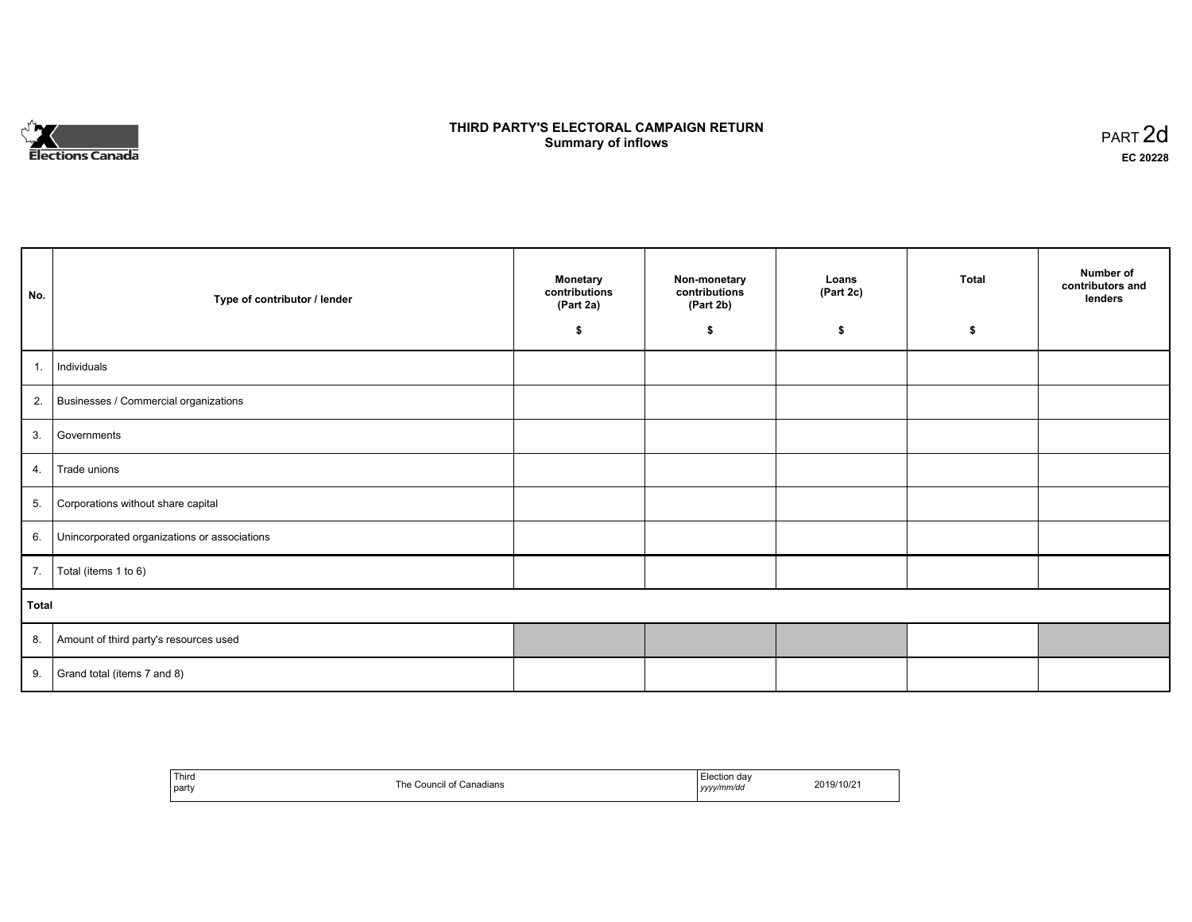Elections Canada

# THIRD PARTY'S ELECTORAL CAMPAIGN RETURN
## Summary of inflows

PART 2d

**EC 20228**

| No. | Type of contributor / lender | Monetary contributions (Part 2a) $ | Non-monetary contributions (Part 2b) $ | Loans (Part 2c) $ | Total $ | Number of contributors and lenders |
|---|---|---|---|---|---|---|
| 1. | Individuals | | | | | |
| 2. | Businesses / Commercial organizations | | | | | |
| 3. | Governments | | | | | |
| 4. | Trade unions | | | | | |
| 5. | Corporations without share capital | | | | | |
| 6. | Unincorporated organizations or associations | | | | | |
| 7. | Total (items 1 to 6) | | | | | |
| **Total** | | | | | | |
| 8. | Amount of third party's resources used | | | | | |
| 9. | Grand total (items 7 and 8) | | | | | |

| Third party | The Council of Canadians | Election day *yyyy/mm/dd* | 2019/10/21 |
|---|---|---|---|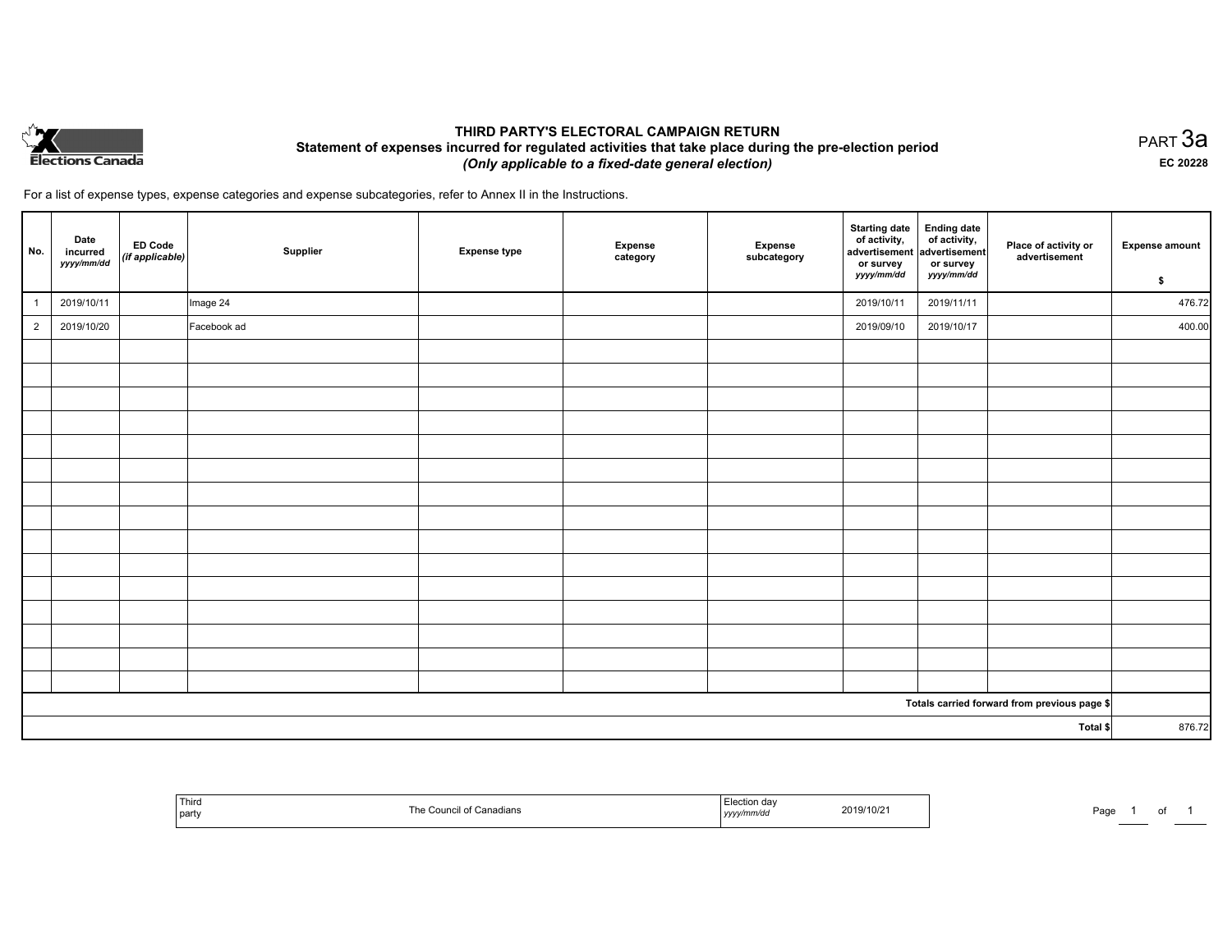# THIRD PARTY'S ELECTORAL CAMPAIGN RETURN

## Statement of expenses incurred for regulated activities that take place during the pre-election period

***(Only applicable to a fixed-date general election)***

PART 3a

**EC 20228**

For a list of expense types, expense categories and expense subcategories, refer to Annex II in the Instructions.

| No. | Date incurred *yyyy/mm/dd* | ED Code *(if applicable)* | Supplier | Expense type | Expense category | Expense subcategory | Starting date of activity, advertisement or survey *yyyy/mm/dd* | Ending date of activity, advertisement or survey *yyyy/mm/dd* | Place of activity or advertisement | Expense amount $ |
|---|---|---|---|---|---|---|---|---|---|---|
| 1 | 2019/10/11 | | Image 24 | | | | 2019/10/11 | 2019/11/11 | | 476.72 |
| 2 | 2019/10/20 | | Facebook ad | | | | 2019/09/10 | 2019/10/17 | | 400.00 |
| | | | | | | | | | | |
| | | | | | | | | | | |
| | | | | | | | | | | |
| | | | | | | | | | | |
| | | | | | | | | | | |
| | | | | | | | | | | |
| | | | | | | | | | | |
| | | | | | | | | | | |
| | | | | | | | | | | |
| | | | | | | | | | | |
| | | | | | | | | | | |
| | | | | | | | | | | |
| | | | | | | | | | | |
| | | | | | | | | | | |
| | | | | | | | | | | |
| **Totals carried forward from previous page $** | | | | | | | | | | |
| **Total $** | | | | | | | | | | 876.72 |

| Third party | The Council of Canadians | Election day *yyyy/mm/dd* | 2019/10/21 |
|---|---|---|---|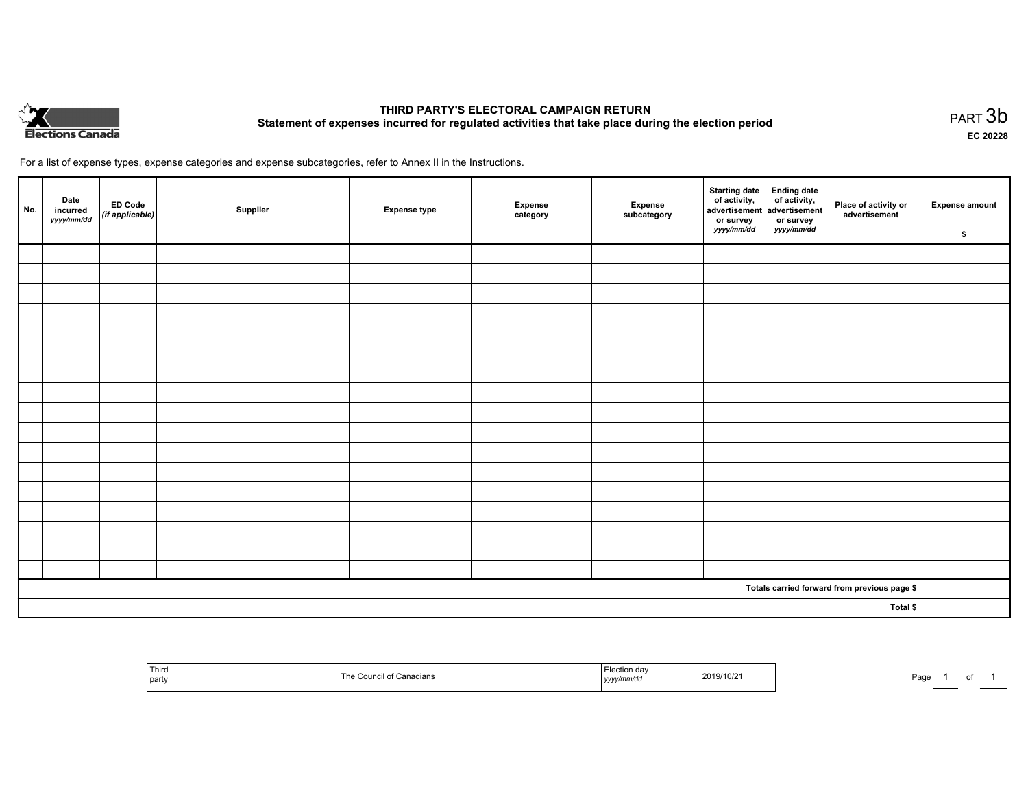# THIRD PARTY'S ELECTORAL CAMPAIGN RETURN

## Statement of expenses incurred for regulated activities that take place during the election period

PART 3b

EC 20228

For a list of expense types, expense categories and expense subcategories, refer to Annex II in the Instructions.

| No. | Date incurred *yyyy/mm/dd* | ED Code *(if applicable)* | Supplier | Expense type | Expense category | Expense subcategory | Starting date of activity, advertisement or survey *yyyy/mm/dd* | Ending date of activity, advertisement or survey *yyyy/mm/dd* | Place of activity or advertisement | Expense amount $ |
|---|---|---|---|---|---|---|---|---|---|---|
| | | | | | | | | | | |
| | | | | | | | | | | |
| | | | | | | | | | | |
| | | | | | | | | | | |
| | | | | | | | | | | |
| | | | | | | | | | | |
| | | | | | | | | | | |
| | | | | | | | | | | |
| | | | | | | | | | | |
| | | | | | | | | | | |
| | | | | | | | | | | |
| | | | | | | | | | | |
| | | | | | | | | | | |
| | | | | | | | | | | |
| | | | | | | | | | | |
| | | | | | | | | | | |
| | | | | | | | | | | |
| | | | | | | | | | Totals carried forward from previous page $ | |
| | | | | | | | | | Total $ | |

| Third party | The Council of Canadians | Election day *yyyy/mm/dd* | 2019/10/21 |
|---|---|---|---|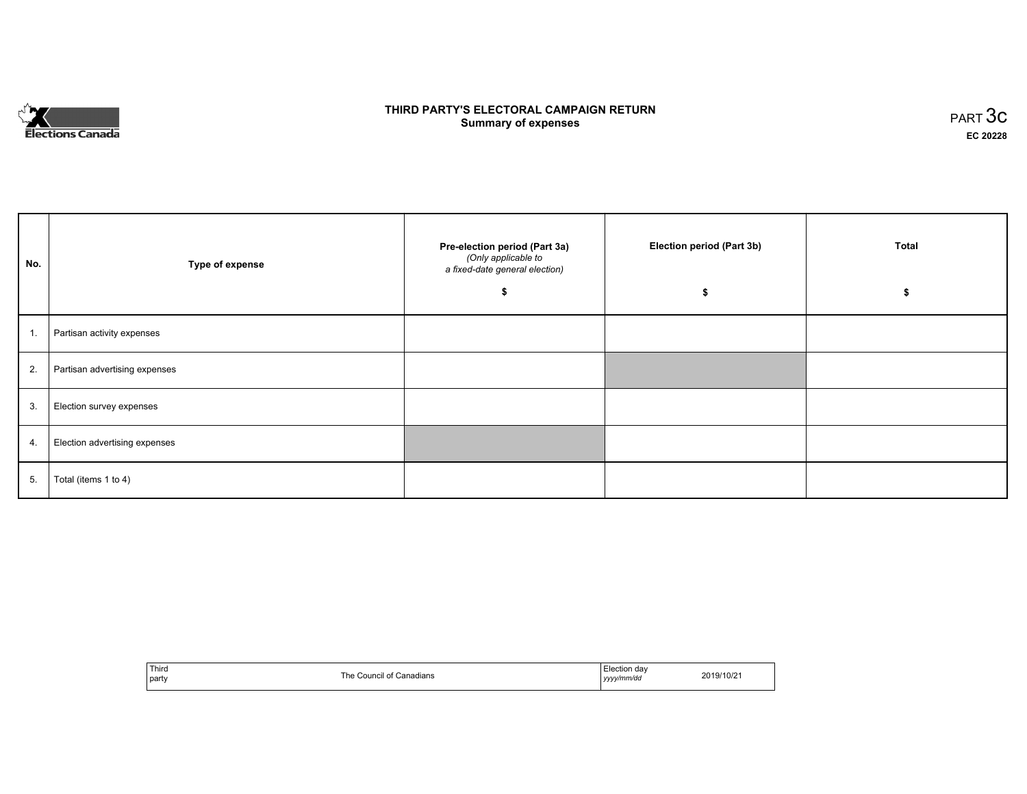Elections Canada

# THIRD PARTY'S ELECTORAL CAMPAIGN RETURN
## Summary of expenses

PART 3c

EC 20228

| No. | Type of expense | Pre-election period (Part 3a) *(Only applicable to a fixed-date general election)* $ | Election period (Part 3b) $ | Total $ |
|---|---|---|---|---|
| 1. | Partisan activity expenses | | | |
| 2. | Partisan advertising expenses | | | |
| 3. | Election survey expenses | | | |
| 4. | Election advertising expenses | | | |
| 5. | Total (items 1 to 4) | | | |

| | | | |
|---|---|---|---|
| Third party | The Council of Canadians | Election day *yyyy/mm/dd* | 2019/10/21 |